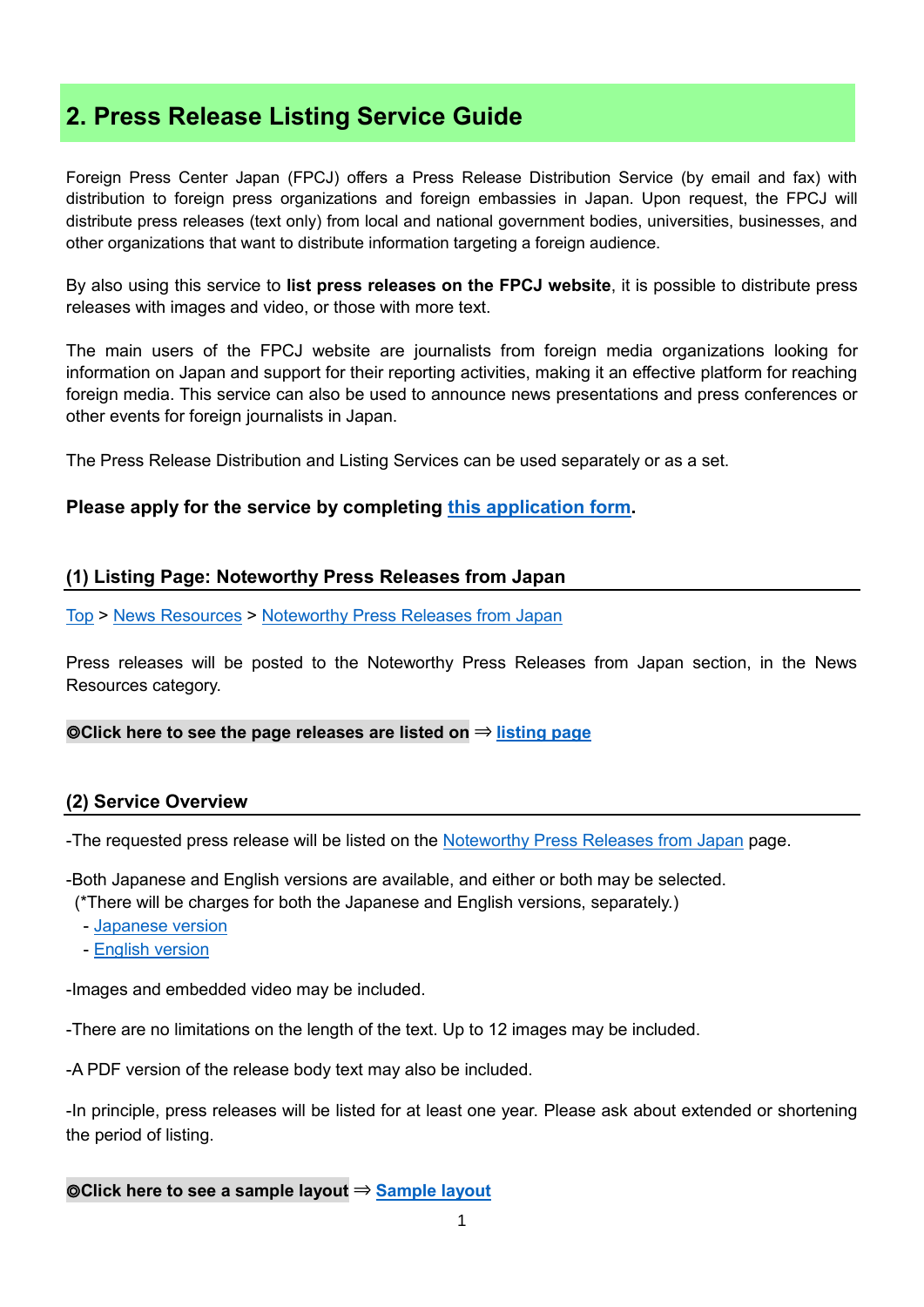## 2. Press Release Listing Service Guide

Foreign Press Center Japan (FPCJ) offers a Press Release Distribution Service (by email and fax) with distribution to foreign press organizations and foreign embassies in Japan. Upon request, the FPCJ will distribute press releases (text only) from local and national government bodies, universities, businesses, and other organizations that want to distribute information targeting a foreign audience.

By also using this service to **list press releases on the FPCJ website**, it is possible to distribute press releases with images and video, or those with more text.

The main users of the FPCJ website are journalists from foreign media organizations looking for information on Japan and support for their reporting activities, making it an effective platform for reaching foreign media. This service can also be used to announce news presentations and press conferences or other events for foreign journalists in Japan.

The Press Release Distribution and Listing Services can be used separately or as a set.

**Please apply for the service by completing this application form.**

### (1) Listing Page: Noteworthy Press Releases from Japan

Top > News Resources > Noteworthy Press Releases from Japan

Press releases will be posted to the Noteworthy Press Releases from Japan section, in the News Resources category.

**◎Click here to see the page releases are listed on** ⇒ **listing page**

### (2) Service Overview

-The requested press release will be listed on the Noteworthy Press Releases from Japan page.

-Both Japanese and English versions are available, and either or both may be selected.
(*There will be charges for both the Japanese and English versions, separately.)
- Japanese version
- English version

-Images and embedded video may be included.

-There are no limitations on the length of the text. Up to 12 images may be included.

-A PDF version of the release body text may also be included.

-In principle, press releases will be listed for at least one year. Please ask about extended or shortening the period of listing.

**◎Click here to see a sample layout** ⇒ **Sample layout**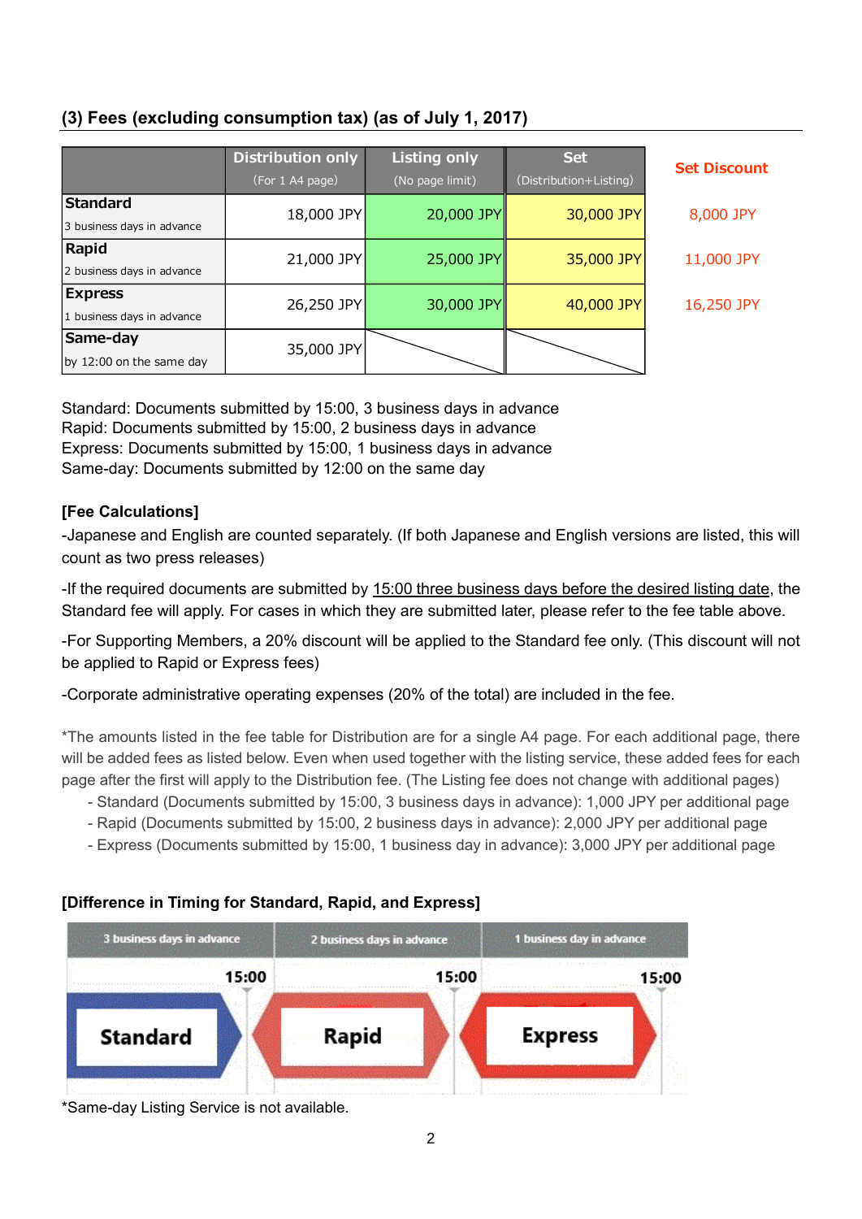### (3) Fees (excluding consumption tax) (as of July 1, 2017)

| | Distribution only (For 1 A4 page) | Listing only (No page limit) | Set (Distribution+Listing) | Set Discount |
|---|---|---|---|---|
| **Standard** 3 business days in advance | 18,000 JPY | 20,000 JPY | 30,000 JPY | 8,000 JPY |
| **Rapid** 2 business days in advance | 21,000 JPY | 25,000 JPY | 35,000 JPY | 11,000 JPY |
| **Express** 1 business days in advance | 26,250 JPY | 30,000 JPY | 40,000 JPY | 16,250 JPY |
| **Same-day** by 12:00 on the same day | 35,000 JPY | | | |

Standard: Documents submitted by 15:00, 3 business days in advance
Rapid: Documents submitted by 15:00, 2 business days in advance
Express: Documents submitted by 15:00, 1 business days in advance
Same-day: Documents submitted by 12:00 on the same day

**[Fee Calculations]**

-Japanese and English are counted separately. (If both Japanese and English versions are listed, this will count as two press releases)

-If the required documents are submitted by 15:00 three business days before the desired listing date, the Standard fee will apply. For cases in which they are submitted later, please refer to the fee table above.

-For Supporting Members, a 20% discount will be applied to the Standard fee only. (This discount will not be applied to Rapid or Express fees)

-Corporate administrative operating expenses (20% of the total) are included in the fee.

*The amounts listed in the fee table for Distribution are for a single A4 page. For each additional page, there will be added fees as listed below. Even when used together with the listing service, these added fees for each page after the first will apply to the Distribution fee. (The Listing fee does not change with additional pages)

- Standard (Documents submitted by 15:00, 3 business days in advance): 1,000 JPY per additional page
- Rapid (Documents submitted by 15:00, 2 business days in advance): 2,000 JPY per additional page
- Express (Documents submitted by 15:00, 1 business day in advance): 3,000 JPY per additional page

**[Difference in Timing for Standard, Rapid, and Express]**

| 3 business days in advance | 2 business days in advance | 1 business day in advance |
|---|---|---|
| 15:00 | 15:00 | 15:00 |
| Standard | Rapid | Express |

*Same-day Listing Service is not available.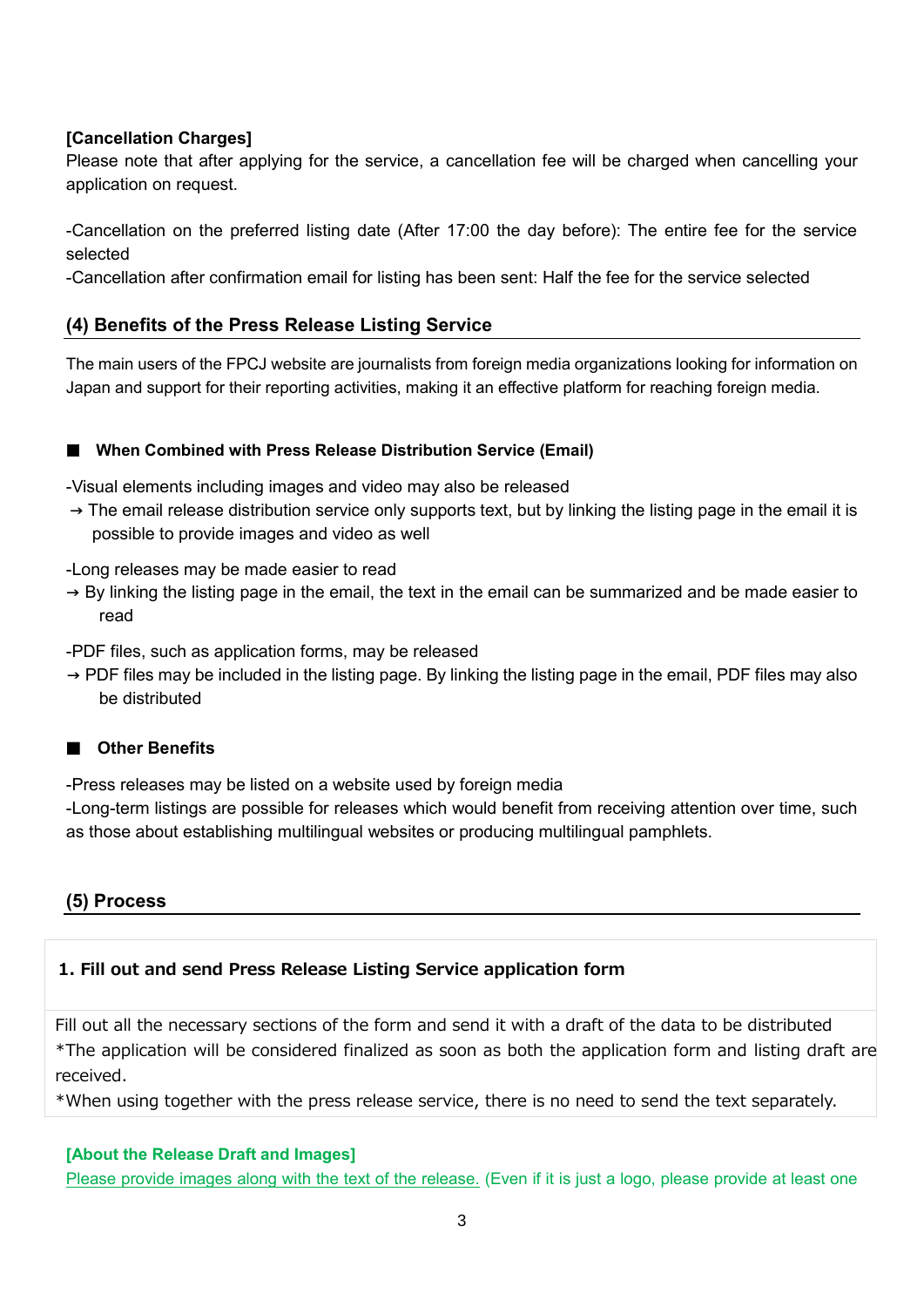**[Cancellation Charges]**

Please note that after applying for the service, a cancellation fee will be charged when cancelling your application on request.

-Cancellation on the preferred listing date (After 17:00 the day before): The entire fee for the service selected

-Cancellation after confirmation email for listing has been sent: Half the fee for the service selected

## (4) Benefits of the Press Release Listing Service

The main users of the FPCJ website are journalists from foreign media organizations looking for information on Japan and support for their reporting activities, making it an effective platform for reaching foreign media.

### ■ When Combined with Press Release Distribution Service (Email)

-Visual elements including images and video may also be released

→ The email release distribution service only supports text, but by linking the listing page in the email it is possible to provide images and video as well

-Long releases may be made easier to read

→ By linking the listing page in the email, the text in the email can be summarized and be made easier to read

-PDF files, such as application forms, may be released

→ PDF files may be included in the listing page. By linking the listing page in the email, PDF files may also be distributed

### ■ Other Benefits

-Press releases may be listed on a website used by foreign media

-Long-term listings are possible for releases which would benefit from receiving attention over time, such as those about establishing multilingual websites or producing multilingual pamphlets.

## (5) Process

**1. Fill out and send Press Release Listing Service application form**

Fill out all the necessary sections of the form and send it with a draft of the data to be distributed

*The application will be considered finalized as soon as both the application form and listing draft are received.

*When using together with the press release service, there is no need to send the text separately.

**[About the Release Draft and Images]**

Please provide images along with the text of the release. (Even if it is just a logo, please provide at least one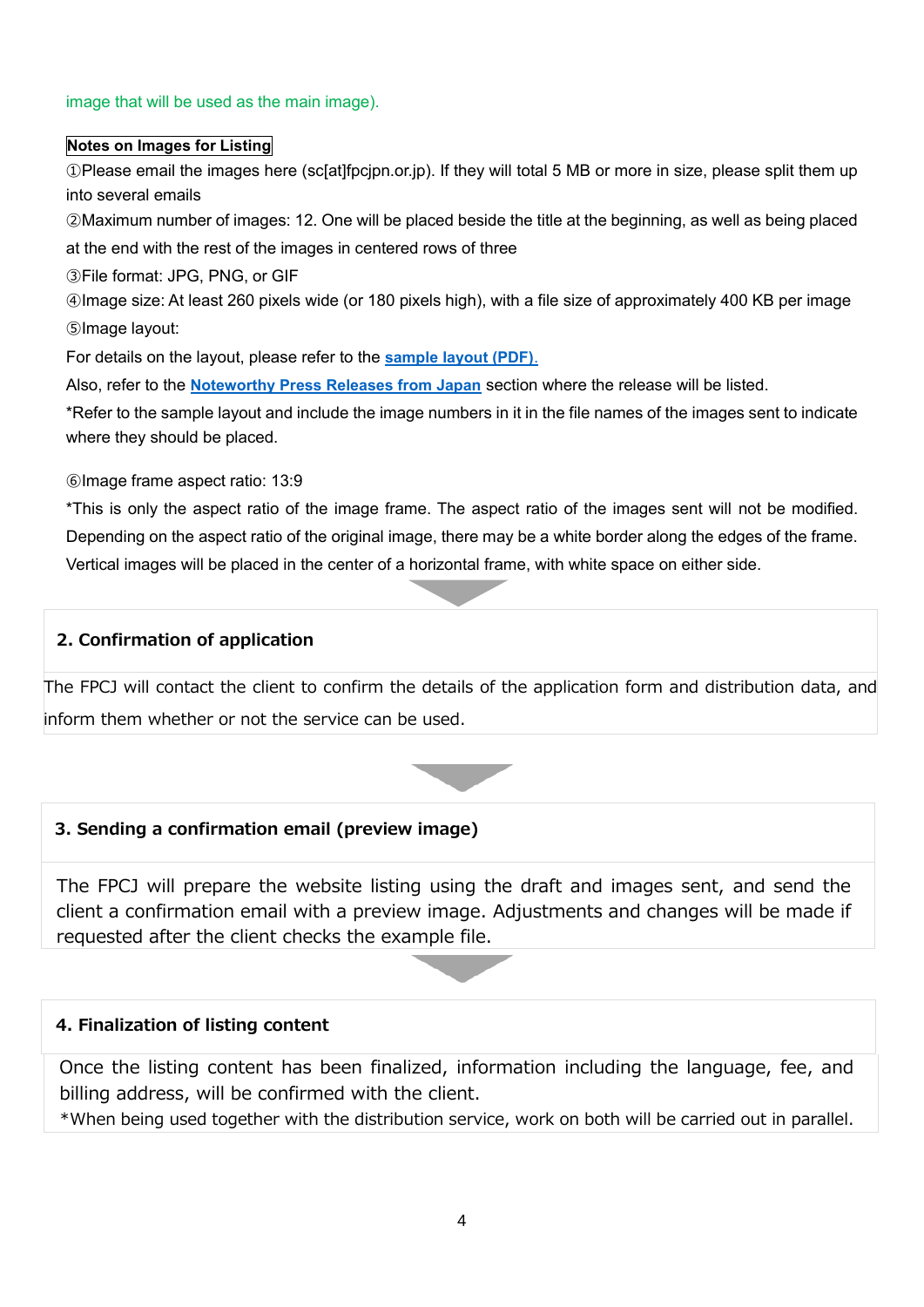image that will be used as the main image).

**Notes on Images for Listing**

①Please email the images here (sc[at]fpcjpn.or.jp). If they will total 5 MB or more in size, please split them up into several emails

②Maximum number of images: 12. One will be placed beside the title at the beginning, as well as being placed at the end with the rest of the images in centered rows of three

③File format: JPG, PNG, or GIF

④Image size: At least 260 pixels wide (or 180 pixels high), with a file size of approximately 400 KB per image

⑤Image layout:

For details on the layout, please refer to the **sample layout (PDF).**

Also, refer to the **Noteworthy Press Releases from Japan** section where the release will be listed.

*Refer to the sample layout and include the image numbers in it in the file names of the images sent to indicate where they should be placed.

⑥Image frame aspect ratio: 13:9

*This is only the aspect ratio of the image frame. The aspect ratio of the images sent will not be modified. Depending on the aspect ratio of the original image, there may be a white border along the edges of the frame. Vertical images will be placed in the center of a horizontal frame, with white space on either side.

## 2. Confirmation of application

The FPCJ will contact the client to confirm the details of the application form and distribution data, and inform them whether or not the service can be used.

## 3. Sending a confirmation email (preview image)

The FPCJ will prepare the website listing using the draft and images sent, and send the client a confirmation email with a preview image. Adjustments and changes will be made if requested after the client checks the example file.

## 4. Finalization of listing content

Once the listing content has been finalized, information including the language, fee, and billing address, will be confirmed with the client.

*When being used together with the distribution service, work on both will be carried out in parallel.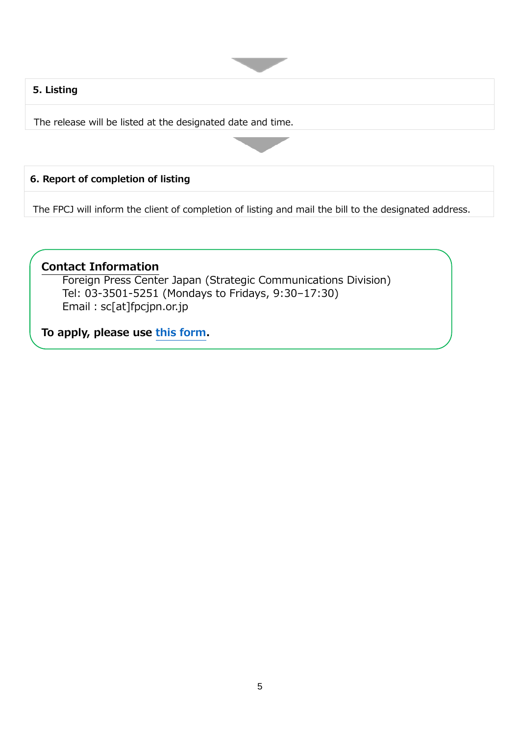**5. Listing**

The release will be listed at the designated date and time.

**6. Report of completion of listing**

The FPCJ will inform the client of completion of listing and mail the bill to the designated address.

**Contact Information**

Foreign Press Center Japan (Strategic Communications Division)
Tel: 03-3501-5251 (Mondays to Fridays, 9:30–17:30)
Email : sc[at]fpcjpn.or.jp

**To apply, please use this form.**